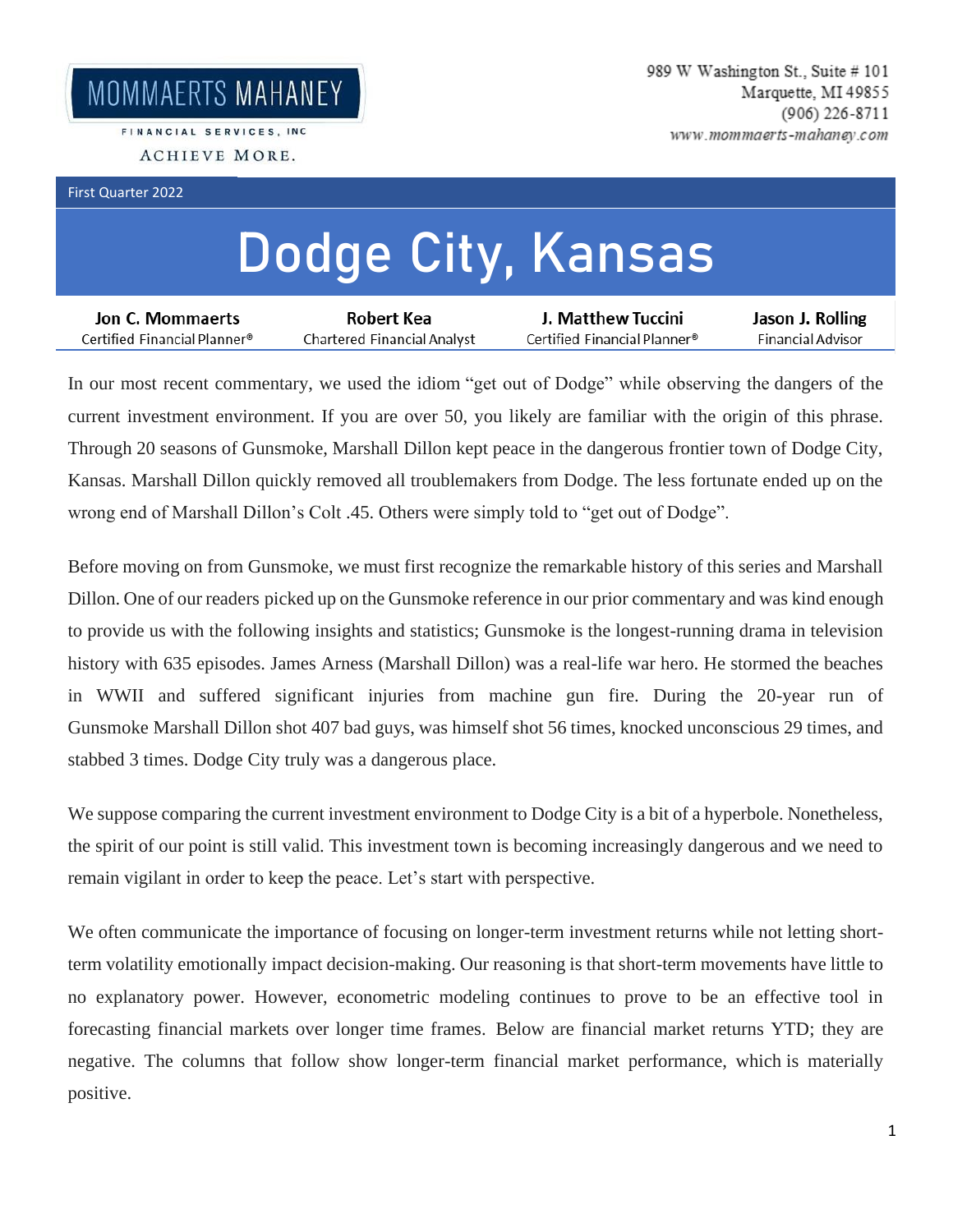MOMMAERTS MAHANEY

FINANCIAL SERVICES, INC

ACHIEVE MORE.

989 W Washington St., Suite # 101
Marquette, MI 49855
(906) 226-8711
www.mommaerts-mahaney.com

First Quarter 2022

# Dodge City, Kansas

| Jon C. Mommaerts | Robert Kea | J. Matthew Tuccini | Jason J. Rolling |
|---|---|---|---|
| Certified Financial Planner® | Chartered Financial Analyst | Certified Financial Planner® | Financial Advisor |

In our most recent commentary, we used the idiom "get out of Dodge" while observing the dangers of the current investment environment. If you are over 50, you likely are familiar with the origin of this phrase. Through 20 seasons of Gunsmoke, Marshall Dillon kept peace in the dangerous frontier town of Dodge City, Kansas. Marshall Dillon quickly removed all troublemakers from Dodge. The less fortunate ended up on the wrong end of Marshall Dillon's Colt .45. Others were simply told to "get out of Dodge".

Before moving on from Gunsmoke, we must first recognize the remarkable history of this series and Marshall Dillon. One of our readers picked up on the Gunsmoke reference in our prior commentary and was kind enough to provide us with the following insights and statistics; Gunsmoke is the longest-running drama in television history with 635 episodes. James Arness (Marshall Dillon) was a real-life war hero. He stormed the beaches in WWII and suffered significant injuries from machine gun fire. During the 20-year run of Gunsmoke Marshall Dillon shot 407 bad guys, was himself shot 56 times, knocked unconscious 29 times, and stabbed 3 times. Dodge City truly was a dangerous place.

We suppose comparing the current investment environment to Dodge City is a bit of a hyperbole. Nonetheless, the spirit of our point is still valid. This investment town is becoming increasingly dangerous and we need to remain vigilant in order to keep the peace. Let's start with perspective.

We often communicate the importance of focusing on longer-term investment returns while not letting short-term volatility emotionally impact decision-making. Our reasoning is that short-term movements have little to no explanatory power. However, econometric modeling continues to prove to be an effective tool in forecasting financial markets over longer time frames. Below are financial market returns YTD; they are negative. The columns that follow show longer-term financial market performance, which is materially positive.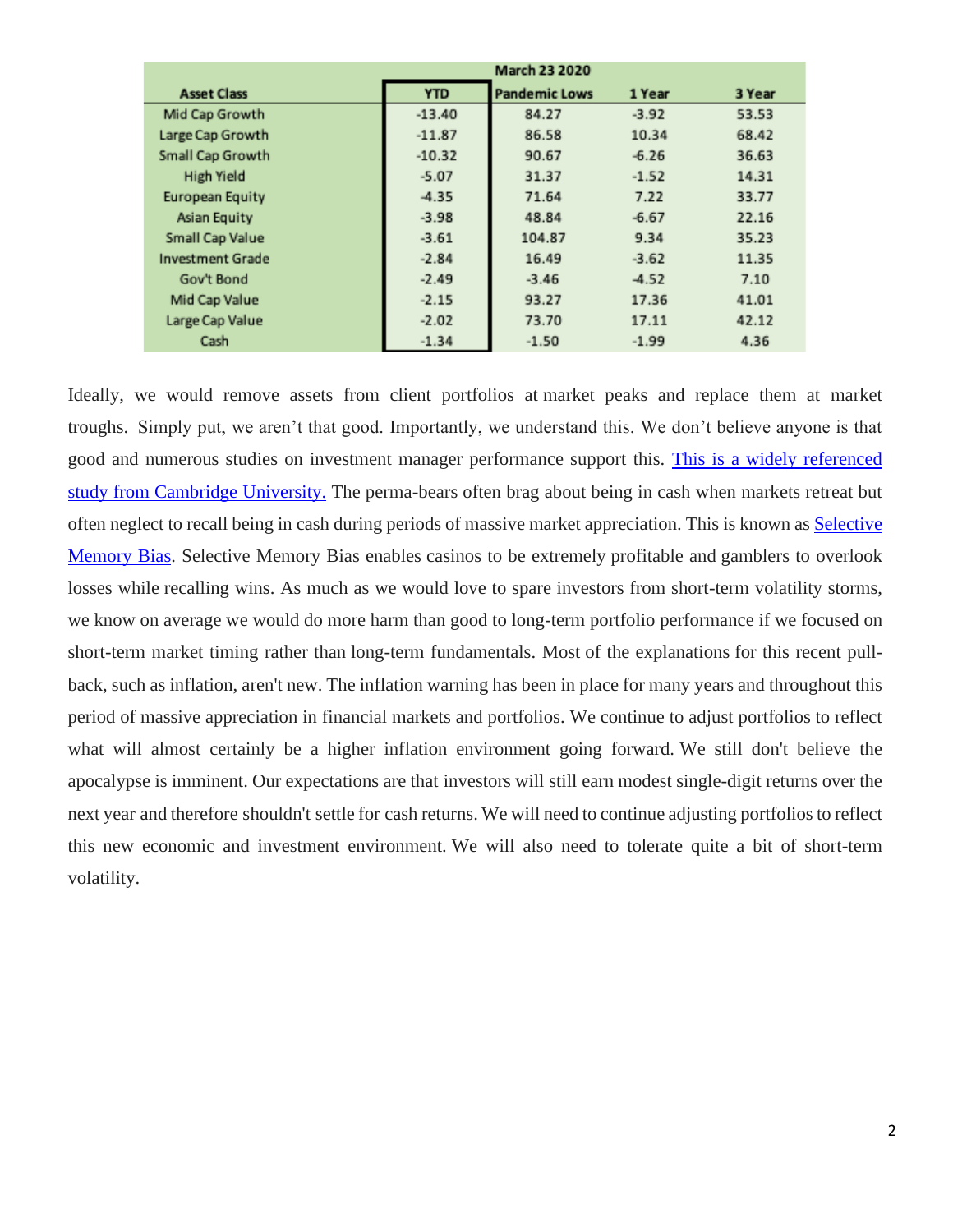| Asset Class | YTD | March 23 2020 Pandemic Lows | 1 Year | 3 Year |
|---|---|---|---|---|
| Mid Cap Growth | -13.40 | 84.27 | -3.92 | 53.53 |
| Large Cap Growth | -11.87 | 86.58 | 10.34 | 68.42 |
| Small Cap Growth | -10.32 | 90.67 | -6.26 | 36.63 |
| High Yield | -5.07 | 31.37 | -1.52 | 14.31 |
| European Equity | -4.35 | 71.64 | 7.22 | 33.77 |
| Asian Equity | -3.98 | 48.84 | -6.67 | 22.16 |
| Small Cap Value | -3.61 | 104.87 | 9.34 | 35.23 |
| Investment Grade | -2.84 | 16.49 | -3.62 | 11.35 |
| Gov't Bond | -2.49 | -3.46 | -4.52 | 7.10 |
| Mid Cap Value | -2.15 | 93.27 | 17.36 | 41.01 |
| Large Cap Value | -2.02 | 73.70 | 17.11 | 42.12 |
| Cash | -1.34 | -1.50 | -1.99 | 4.36 |

Ideally, we would remove assets from client portfolios at market peaks and replace them at market troughs. Simply put, we aren't that good. Importantly, we understand this. We don't believe anyone is that good and numerous studies on investment manager performance support this. This is a widely referenced study from Cambridge University. The perma-bears often brag about being in cash when markets retreat but often neglect to recall being in cash during periods of massive market appreciation. This is known as Selective Memory Bias. Selective Memory Bias enables casinos to be extremely profitable and gamblers to overlook losses while recalling wins. As much as we would love to spare investors from short-term volatility storms, we know on average we would do more harm than good to long-term portfolio performance if we focused on short-term market timing rather than long-term fundamentals. Most of the explanations for this recent pull-back, such as inflation, aren't new. The inflation warning has been in place for many years and throughout this period of massive appreciation in financial markets and portfolios. We continue to adjust portfolios to reflect what will almost certainly be a higher inflation environment going forward. We still don't believe the apocalypse is imminent. Our expectations are that investors will still earn modest single-digit returns over the next year and therefore shouldn't settle for cash returns. We will need to continue adjusting portfolios to reflect this new economic and investment environment. We will also need to tolerate quite a bit of short-term volatility.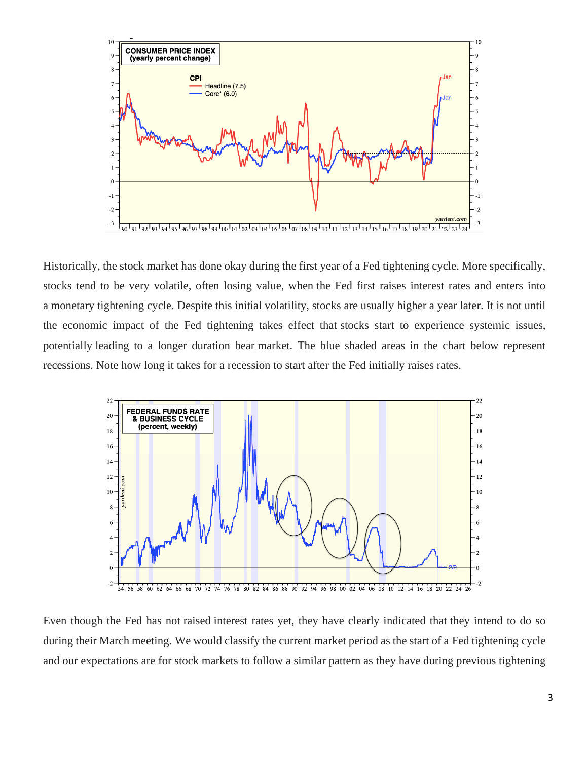Historically, the stock market has done okay during the first year of a Fed tightening cycle. More specifically, stocks tend to be very volatile, often losing value, when the Fed first raises interest rates and enters into a monetary tightening cycle. Despite this initial volatility, stocks are usually higher a year later. It is not until the economic impact of the Fed tightening takes effect that stocks start to experience systemic issues, potentially leading to a longer duration bear market. The blue shaded areas in the chart below represent recessions. Note how long it takes for a recession to start after the Fed initially raises rates.

Even though the Fed has not raised interest rates yet, they have clearly indicated that they intend to do so during their March meeting. We would classify the current market period as the start of a Fed tightening cycle and our expectations are for stock markets to follow a similar pattern as they have during previous tightening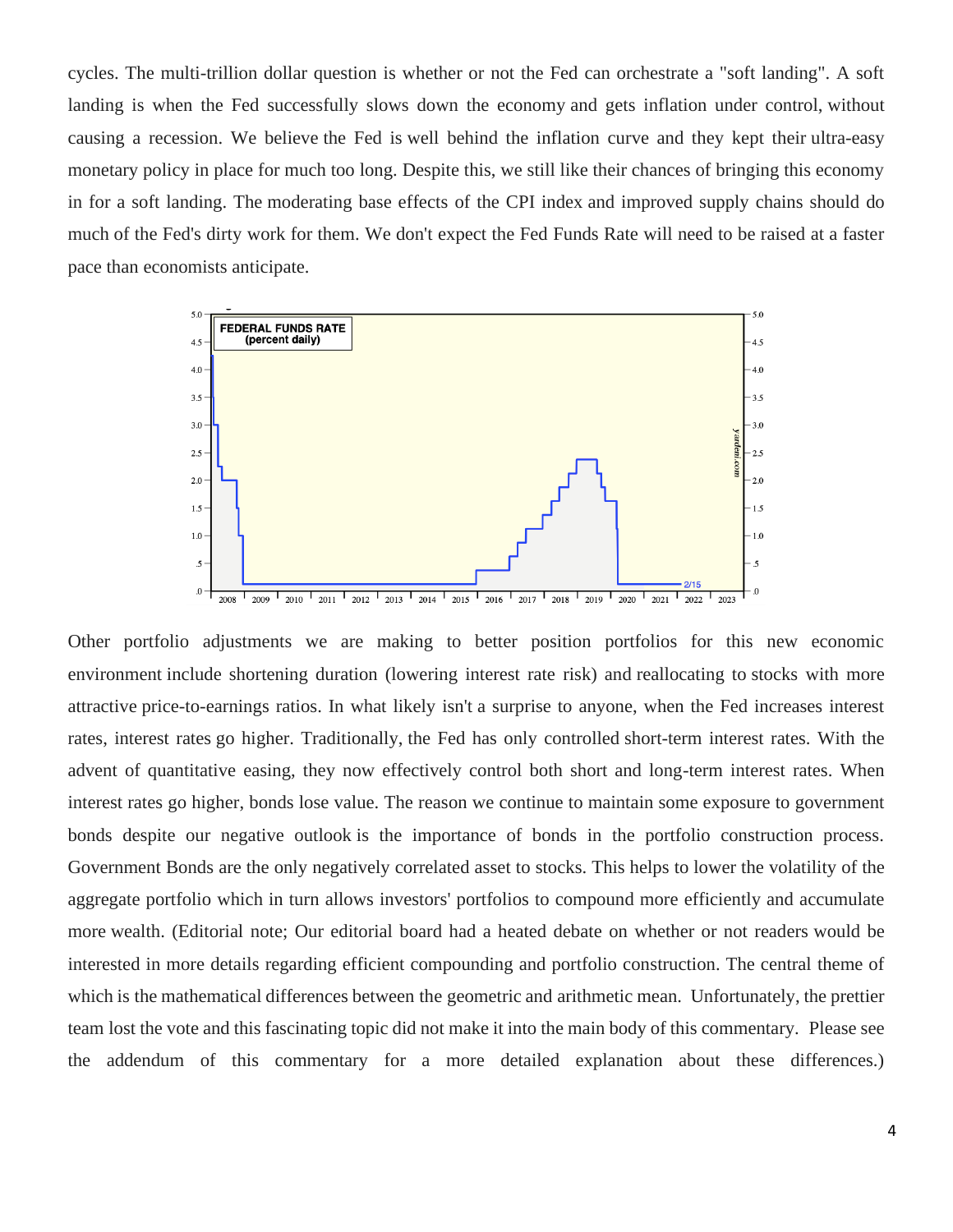cycles. The multi-trillion dollar question is whether or not the Fed can orchestrate a "soft landing". A soft landing is when the Fed successfully slows down the economy and gets inflation under control, without causing a recession. We believe the Fed is well behind the inflation curve and they kept their ultra-easy monetary policy in place for much too long. Despite this, we still like their chances of bringing this economy in for a soft landing. The moderating base effects of the CPI index and improved supply chains should do much of the Fed's dirty work for them. We don't expect the Fed Funds Rate will need to be raised at a faster pace than economists anticipate.

Other portfolio adjustments we are making to better position portfolios for this new economic environment include shortening duration (lowering interest rate risk) and reallocating to stocks with more attractive price-to-earnings ratios. In what likely isn't a surprise to anyone, when the Fed increases interest rates, interest rates go higher. Traditionally, the Fed has only controlled short-term interest rates. With the advent of quantitative easing, they now effectively control both short and long-term interest rates. When interest rates go higher, bonds lose value. The reason we continue to maintain some exposure to government bonds despite our negative outlook is the importance of bonds in the portfolio construction process. Government Bonds are the only negatively correlated asset to stocks. This helps to lower the volatility of the aggregate portfolio which in turn allows investors' portfolios to compound more efficiently and accumulate more wealth. (Editorial note; Our editorial board had a heated debate on whether or not readers would be interested in more details regarding efficient compounding and portfolio construction. The central theme of which is the mathematical differences between the geometric and arithmetic mean. Unfortunately, the prettier team lost the vote and this fascinating topic did not make it into the main body of this commentary. Please see the addendum of this commentary for a more detailed explanation about these differences.)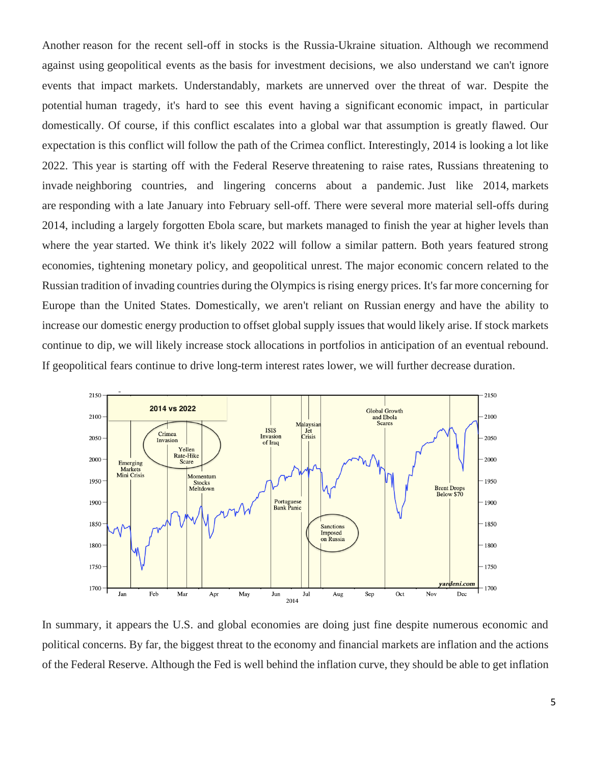Another reason for the recent sell-off in stocks is the Russia-Ukraine situation. Although we recommend against using geopolitical events as the basis for investment decisions, we also understand we can't ignore events that impact markets. Understandably, markets are unnerved over the threat of war. Despite the potential human tragedy, it's hard to see this event having a significant economic impact, in particular domestically. Of course, if this conflict escalates into a global war that assumption is greatly flawed. Our expectation is this conflict will follow the path of the Crimea conflict. Interestingly, 2014 is looking a lot like 2022. This year is starting off with the Federal Reserve threatening to raise rates, Russians threatening to invade neighboring countries, and lingering concerns about a pandemic. Just like 2014, markets are responding with a late January into February sell-off. There were several more material sell-offs during 2014, including a largely forgotten Ebola scare, but markets managed to finish the year at higher levels than where the year started. We think it's likely 2022 will follow a similar pattern. Both years featured strong economies, tightening monetary policy, and geopolitical unrest. The major economic concern related to the Russian tradition of invading countries during the Olympics is rising energy prices. It's far more concerning for Europe than the United States. Domestically, we aren't reliant on Russian energy and have the ability to increase our domestic energy production to offset global supply issues that would likely arise. If stock markets continue to dip, we will likely increase stock allocations in portfolios in anticipation of an eventual rebound. If geopolitical fears continue to drive long-term interest rates lower, we will further decrease duration.

In summary, it appears the U.S. and global economies are doing just fine despite numerous economic and political concerns. By far, the biggest threat to the economy and financial markets are inflation and the actions of the Federal Reserve. Although the Fed is well behind the inflation curve, they should be able to get inflation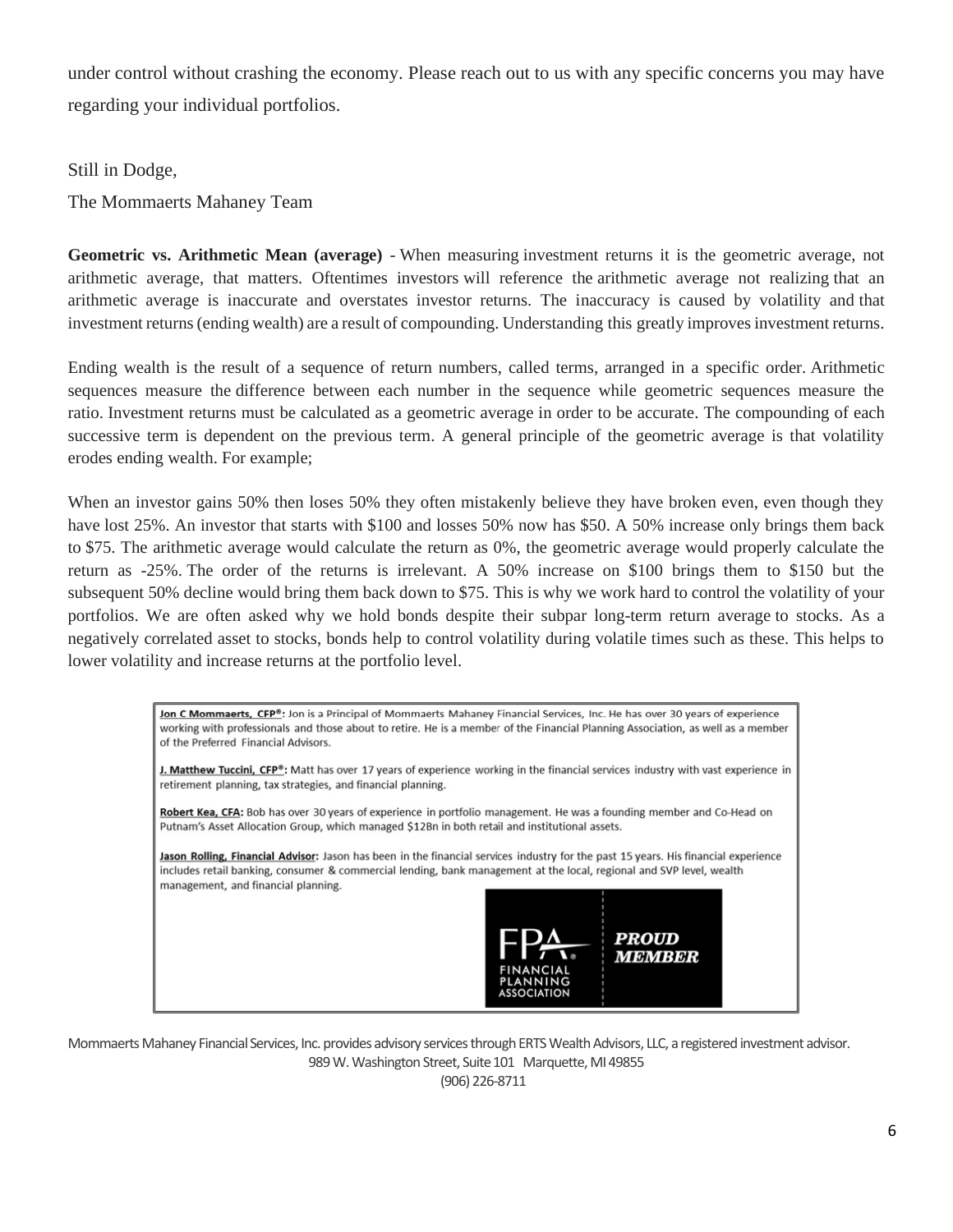under control without crashing the economy. Please reach out to us with any specific concerns you may have regarding your individual portfolios.

Still in Dodge,

The Mommaerts Mahaney Team

**Geometric vs. Arithmetic Mean (average)** - When measuring investment returns it is the geometric average, not arithmetic average, that matters. Oftentimes investors will reference the arithmetic average not realizing that an arithmetic average is inaccurate and overstates investor returns. The inaccuracy is caused by volatility and that investment returns (ending wealth) are a result of compounding. Understanding this greatly improves investment returns.

Ending wealth is the result of a sequence of return numbers, called terms, arranged in a specific order. Arithmetic sequences measure the difference between each number in the sequence while geometric sequences measure the ratio. Investment returns must be calculated as a geometric average in order to be accurate. The compounding of each successive term is dependent on the previous term. A general principle of the geometric average is that volatility erodes ending wealth. For example;

When an investor gains 50% then loses 50% they often mistakenly believe they have broken even, even though they have lost 25%. An investor that starts with $100 and losses 50% now has $50. A 50% increase only brings them back to $75. The arithmetic average would calculate the return as 0%, the geometric average would properly calculate the return as -25%. The order of the returns is irrelevant. A 50% increase on $100 brings them to $150 but the subsequent 50% decline would bring them back down to $75. This is why we work hard to control the volatility of your portfolios. We are often asked why we hold bonds despite their subpar long-term return average to stocks. As a negatively correlated asset to stocks, bonds help to control volatility during volatile times such as these. This helps to lower volatility and increase returns at the portfolio level.

**Jon C Mommaerts, CFP®:** Jon is a Principal of Mommaerts Mahaney Financial Services, Inc. He has over 30 years of experience working with professionals and those about to retire. He is a member of the Financial Planning Association, as well as a member of the Preferred Financial Advisors.

**J. Matthew Tuccini, CFP®:** Matt has over 17 years of experience working in the financial services industry with vast experience in retirement planning, tax strategies, and financial planning.

**Robert Kea, CFA:** Bob has over 30 years of experience in portfolio management. He was a founding member and Co-Head on Putnam's Asset Allocation Group, which managed $12Bn in both retail and institutional assets.

**Jason Rolling, Financial Advisor:** Jason has been in the financial services industry for the past 15 years. His financial experience includes retail banking, consumer & commercial lending, bank management at the local, regional and SVP level, wealth management, and financial planning.

FPA FINANCIAL PLANNING ASSOCIATION | PROUD MEMBER

Mommaerts Mahaney Financial Services, Inc. provides advisory services through ERTS Wealth Advisors, LLC, a registered investment advisor.
989 W. Washington Street, Suite 101 Marquette, MI 49855
(906) 226-8711